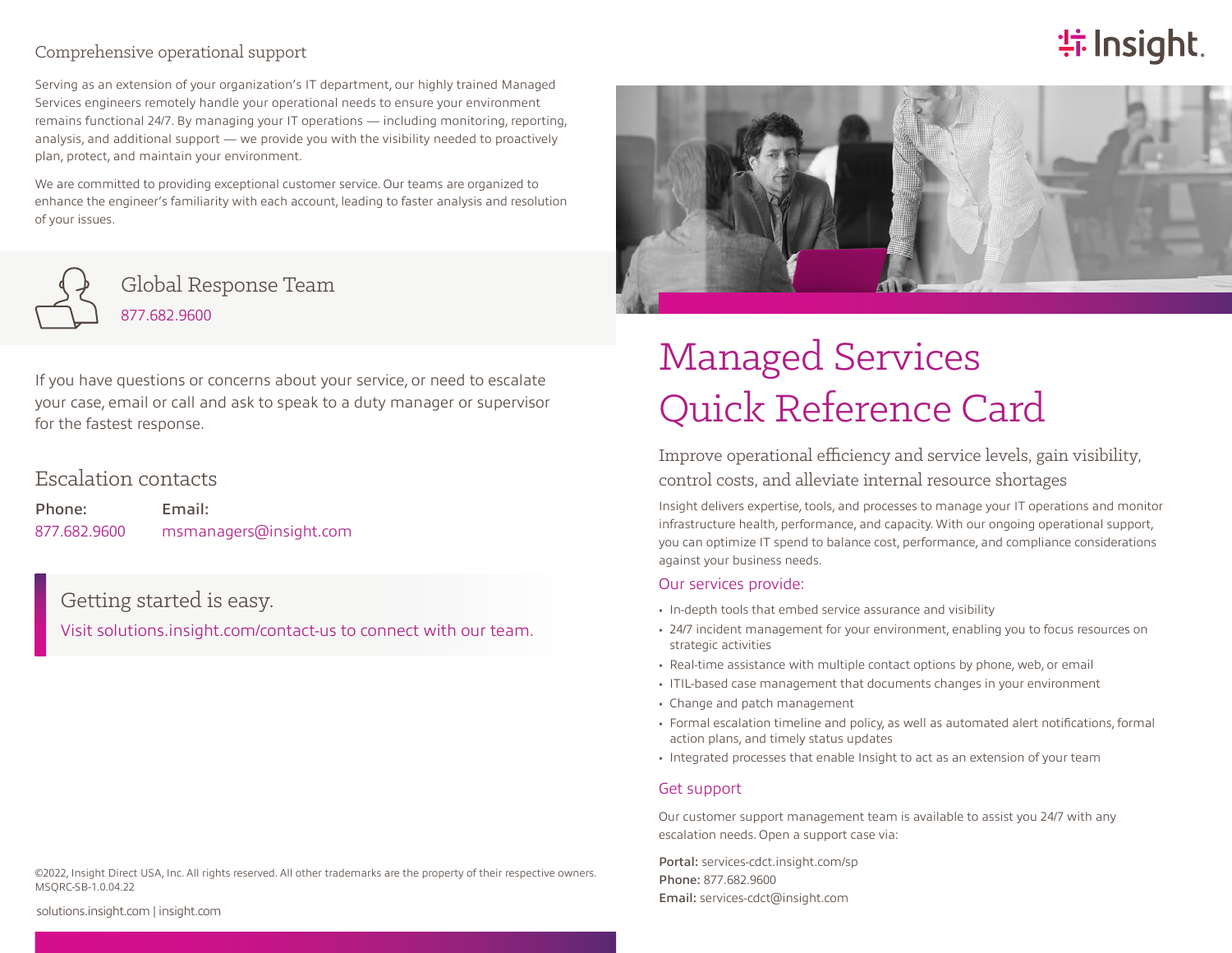## Comprehensive operational support

Serving as an extension of your organization's IT department, our highly trained Managed Services engineers remotely handle your operational needs to ensure your environment remains functional 24/7. By managing your IT operations — including monitoring, reporting, analysis, and additional support — we provide you with the visibility needed to proactively plan, protect, and maintain your environment.

We are committed to providing exceptional customer service. Our teams are organized to enhance the engineer's familiarity with each account, leading to faster analysis and resolution of your issues.

### Global Response Team

877.682.9600

If you have questions or concerns about your service, or need to escalate your case, email or call and ask to speak to a duty manager or supervisor for the fastest response.

### Escalation contacts

| Phone: | Email: |
| --- | --- |
| 877.682.9600 | msmanagers@insight.com |

### Getting started is easy.

Visit solutions.insight.com/contact-us to connect with our team.

©2022, Insight Direct USA, Inc. All rights reserved. All other trademarks are the property of their respective owners.
MSQRC-SB-1.0.04.22

solutions.insight.com | insight.com

# Managed Services Quick Reference Card

## Improve operational efficiency and service levels, gain visibility, control costs, and alleviate internal resource shortages

Insight delivers expertise, tools, and processes to manage your IT operations and monitor infrastructure health, performance, and capacity. With our ongoing operational support, you can optimize IT spend to balance cost, performance, and compliance considerations against your business needs.

### Our services provide:

- In-depth tools that embed service assurance and visibility
- 24/7 incident management for your environment, enabling you to focus resources on strategic activities
- Real-time assistance with multiple contact options by phone, web, or email
- ITIL-based case management that documents changes in your environment
- Change and patch management
- Formal escalation timeline and policy, as well as automated alert notifications, formal action plans, and timely status updates
- Integrated processes that enable Insight to act as an extension of your team

### Get support

Our customer support management team is available to assist you 24/7 with any escalation needs. Open a support case via:

**Portal:** services-cdct.insight.com/sp
**Phone:** 877.682.9600
**Email:** services-cdct@insight.com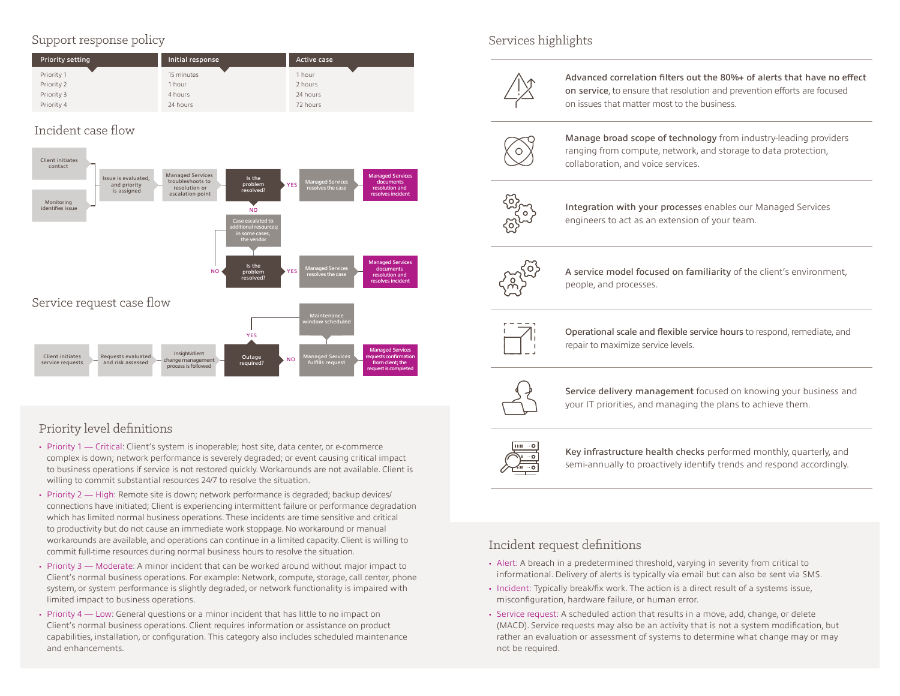## Support response policy

| Priority setting | Initial response | Active case |
| --- | --- | --- |
| Priority 1 | 15 minutes | 1 hour |
| Priority 2 | 1 hour | 2 hours |
| Priority 3 | 4 hours | 24 hours |
| Priority 4 | 24 hours | 72 hours |

## Incident case flow

Client initiates contact

Monitoring identifies issue

Issue is evaluated, and priority is assigned

Managed Services troubleshoots to resolution or escalation point

Is the problem resolved?

YES

Managed Services resolves the case

Managed Services documents resolution and resolves incident

NO

Case escalated to additional resources; in some cases, the vendor

Is the problem resolved?

NO

YES

Managed Services resolves the case

Managed Services documents resolution and resolves incident

## Service request case flow

Client initiates service requests

Requests evaluated and risk assessed

Insight/client change management process is followed

Outage required?

YES

Maintenance window scheduled

NO

Managed Services fulfills request

Managed Services requests confirmation from client; the request is completed

## Priority level definitions

- Priority 1 — Critical: Client's system is inoperable; host site, data center, or e-commerce complex is down; network performance is severely degraded; or event causing critical impact to business operations if service is not restored quickly. Workarounds are not available. Client is willing to commit substantial resources 24/7 to resolve the situation.
- Priority 2 — High: Remote site is down; network performance is degraded; backup devices/connections have initiated; Client is experiencing intermittent failure or performance degradation which has limited normal business operations. These incidents are time sensitive and critical to productivity but do not cause an immediate work stoppage. No workaround or manual workarounds are available, and operations can continue in a limited capacity. Client is willing to commit full-time resources during normal business hours to resolve the situation.
- Priority 3 — Moderate: A minor incident that can be worked around without major impact to Client's normal business operations. For example: Network, compute, storage, call center, phone system, or system performance is slightly degraded, or network functionality is impaired with limited impact to business operations.
- Priority 4 — Low: General questions or a minor incident that has little to no impact on Client's normal business operations. Client requires information or assistance on product capabilities, installation, or configuration. This category also includes scheduled maintenance and enhancements.

## Services highlights

**Advanced correlation filters out the 80%+ of alerts that have no effect on service**, to ensure that resolution and prevention efforts are focused on issues that matter most to the business.

**Manage broad scope of technology** from industry-leading providers ranging from compute, network, and storage to data protection, collaboration, and voice services.

**Integration with your processes** enables our Managed Services engineers to act as an extension of your team.

**A service model focused on familiarity** of the client's environment, people, and processes.

**Operational scale and flexible service hours** to respond, remediate, and repair to maximize service levels.

**Service delivery management** focused on knowing your business and your IT priorities, and managing the plans to achieve them.

**Key infrastructure health checks** performed monthly, quarterly, and semi-annually to proactively identify trends and respond accordingly.

## Incident request definitions

- Alert: A breach in a predetermined threshold, varying in severity from critical to informational. Delivery of alerts is typically via email but can also be sent via SMS.
- Incident: Typically break/fix work. The action is a direct result of a systems issue, misconfiguration, hardware failure, or human error.
- Service request: A scheduled action that results in a move, add, change, or delete (MACD). Service requests may also be an activity that is not a system modification, but rather an evaluation or assessment of systems to determine what change may or may not be required.